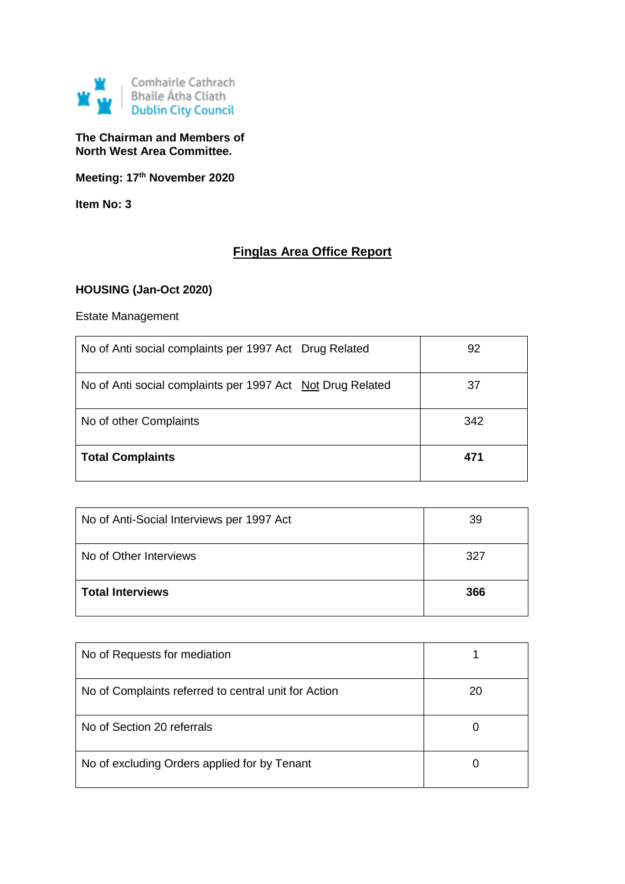Comhairle Cathrach Bhaile Átha Cliath
Dublin City Council

**The Chairman and Members of North West Area Committee.**

**Meeting: 17th November 2020**

**Item No: 3**

# Finglas Area Office Report

**HOUSING (Jan-Oct 2020)**

Estate Management

| | |
|---|---|
| No of Anti social complaints per 1997 Act Drug Related | 92 |
| No of Anti social complaints per 1997 Act Not Drug Related | 37 |
| No of other Complaints | 342 |
| **Total Complaints** | **471** |

| | |
|---|---|
| No of Anti-Social Interviews per 1997 Act | 39 |
| No of Other Interviews | 327 |
| **Total Interviews** | **366** |

| | |
|---|---|
| No of Requests for mediation | 1 |
| No of Complaints referred to central unit for Action | 20 |
| No of Section 20 referrals | 0 |
| No of excluding Orders applied for by Tenant | 0 |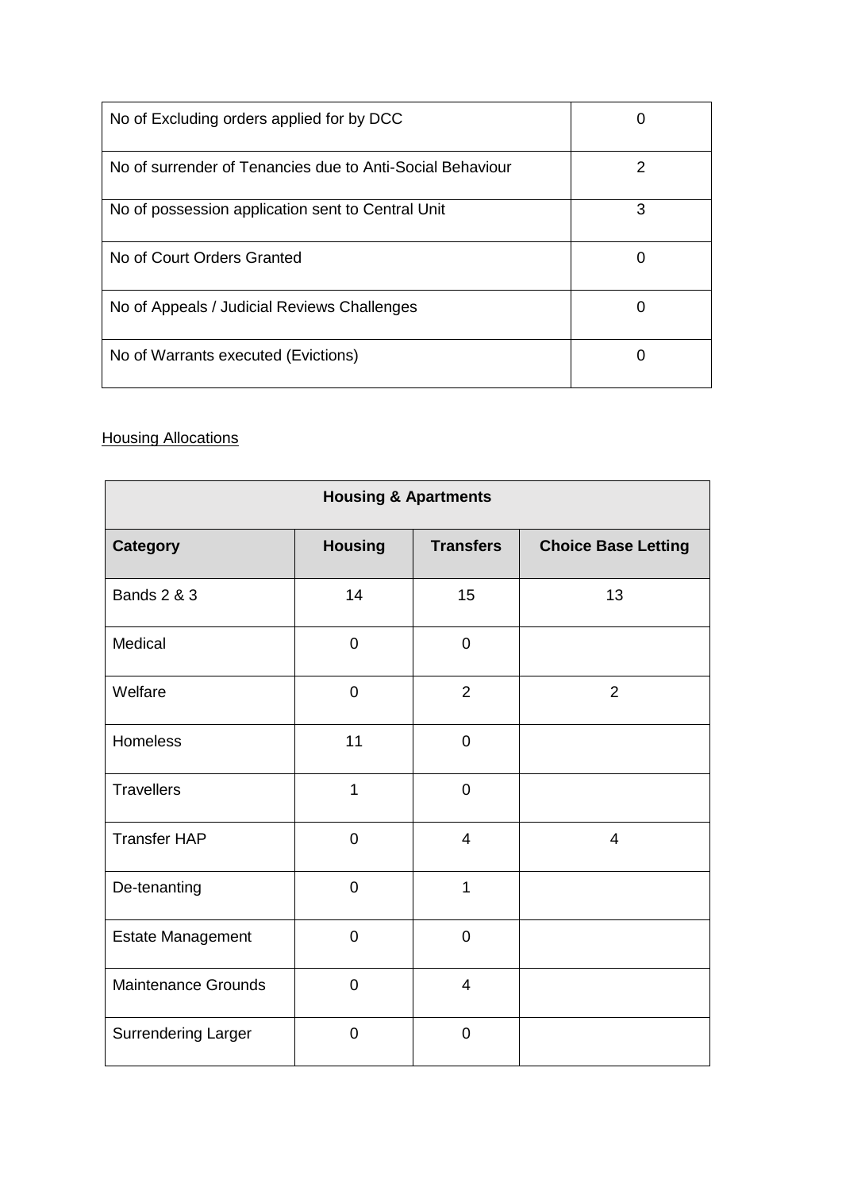| No of Excluding orders applied for by DCC | 0 |
|---|---|
| No of surrender of Tenancies due to Anti-Social Behaviour | 2 |
| No of possession application sent to Central Unit | 3 |
| No of Court Orders Granted | 0 |
| No of Appeals / Judicial Reviews Challenges | 0 |
| No of Warrants executed (Evictions) | 0 |

<u>Housing Allocations</u>

| **Housing & Apartments** | | | |
|---|---|---|---|
| **Category** | **Housing** | **Transfers** | **Choice Base Letting** |
| Bands 2 & 3 | 14 | 15 | 13 |
| Medical | 0 | 0 | |
| Welfare | 0 | 2 | 2 |
| Homeless | 11 | 0 | |
| Travellers | 1 | 0 | |
| Transfer HAP | 0 | 4 | 4 |
| De-tenanting | 0 | 1 | |
| Estate Management | 0 | 0 | |
| Maintenance Grounds | 0 | 4 | |
| Surrendering Larger | 0 | 0 | |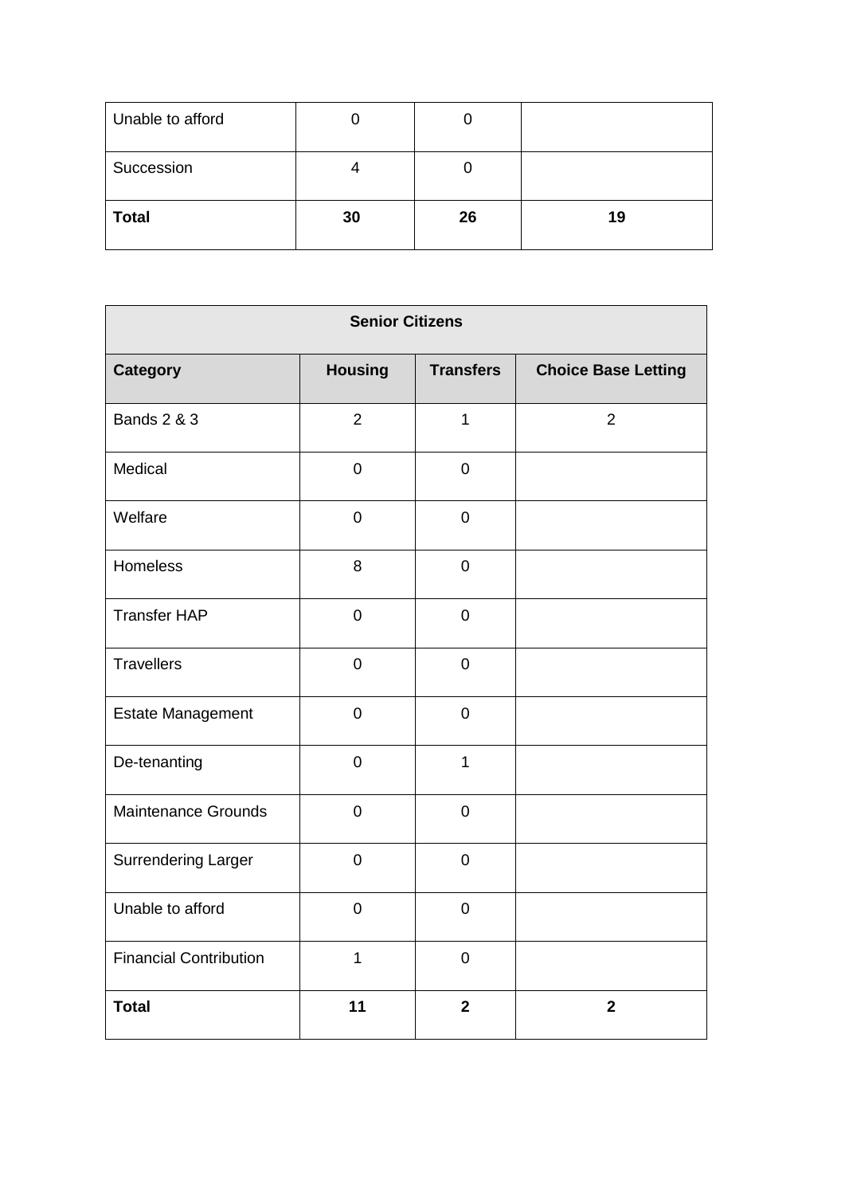| | | | |
|---|---|---|---|
| Unable to afford | 0 | 0 | |
| Succession | 4 | 0 | |
| **Total** | **30** | **26** | **19** |

| **Senior Citizens** | | | |
|---|---|---|---|
| **Category** | **Housing** | **Transfers** | **Choice Base Letting** |
| Bands 2 & 3 | 2 | 1 | 2 |
| Medical | 0 | 0 | |
| Welfare | 0 | 0 | |
| Homeless | 8 | 0 | |
| Transfer HAP | 0 | 0 | |
| Travellers | 0 | 0 | |
| Estate Management | 0 | 0 | |
| De-tenanting | 0 | 1 | |
| Maintenance Grounds | 0 | 0 | |
| Surrendering Larger | 0 | 0 | |
| Unable to afford | 0 | 0 | |
| Financial Contribution | 1 | 0 | |
| **Total** | **11** | **2** | **2** |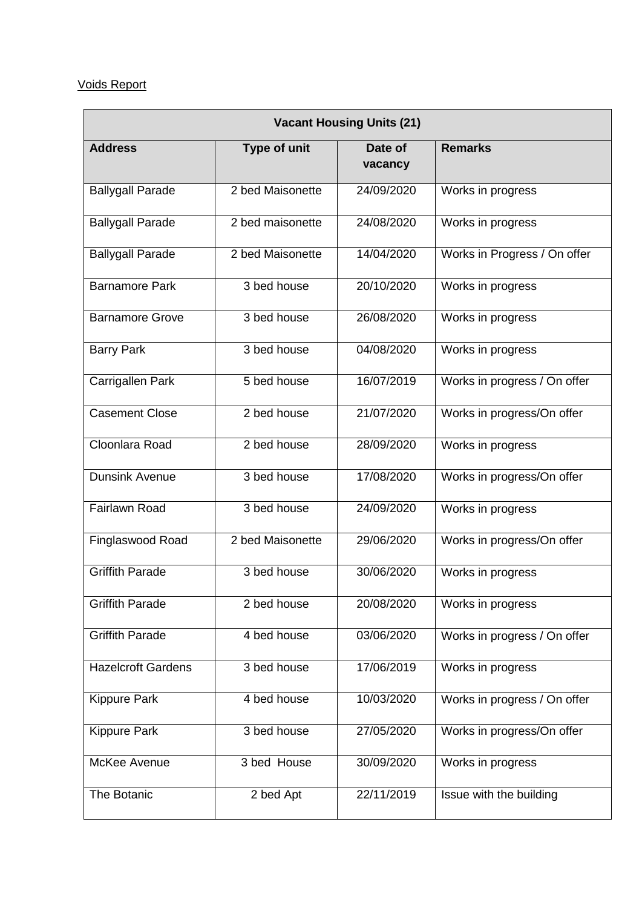Voids Report

| Vacant Housing Units (21) | | | |
|---|---|---|---|
| **Address** | **Type of unit** | **Date of vacancy** | **Remarks** |
| Ballygall Parade | 2 bed Maisonette | 24/09/2020 | Works in progress |
| Ballygall Parade | 2 bed maisonette | 24/08/2020 | Works in progress |
| Ballygall Parade | 2 bed Maisonette | 14/04/2020 | Works in Progress / On offer |
| Barnamore Park | 3 bed house | 20/10/2020 | Works in progress |
| Barnamore Grove | 3 bed house | 26/08/2020 | Works in progress |
| Barry Park | 3 bed house | 04/08/2020 | Works in progress |
| Carrigallen Park | 5 bed house | 16/07/2019 | Works in progress / On offer |
| Casement Close | 2 bed house | 21/07/2020 | Works in progress/On offer |
| Cloonlara Road | 2 bed house | 28/09/2020 | Works in progress |
| Dunsink Avenue | 3 bed house | 17/08/2020 | Works in progress/On offer |
| Fairlawn Road | 3 bed house | 24/09/2020 | Works in progress |
| Finglaswood Road | 2 bed Maisonette | 29/06/2020 | Works in progress/On offer |
| Griffith Parade | 3 bed house | 30/06/2020 | Works in progress |
| Griffith Parade | 2 bed house | 20/08/2020 | Works in progress |
| Griffith Parade | 4 bed house | 03/06/2020 | Works in progress / On offer |
| Hazelcroft Gardens | 3 bed house | 17/06/2019 | Works in progress |
| Kippure Park | 4 bed house | 10/03/2020 | Works in progress / On offer |
| Kippure Park | 3 bed house | 27/05/2020 | Works in progress/On offer |
| McKee Avenue | 3 bed House | 30/09/2020 | Works in progress |
| The Botanic | 2 bed Apt | 22/11/2019 | Issue with the building |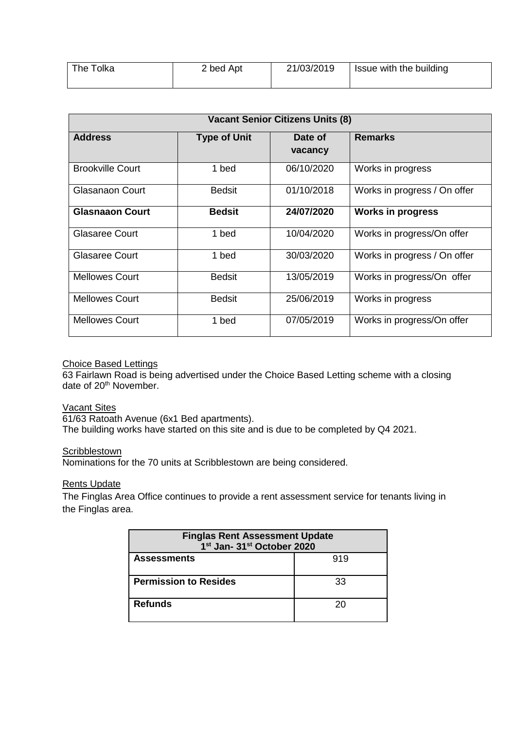| The Tolka | 2 bed Apt | 21/03/2019 | Issue with the building |
|---|---|---|---|

| **Vacant Senior Citizens Units (8)** | | | |
|---|---|---|---|
| **Address** | **Type of Unit** | **Date of vacancy** | **Remarks** |
| Brookville Court | 1 bed | 06/10/2020 | Works in progress |
| Glasanaon Court | Bedsit | 01/10/2018 | Works in progress / On offer |
| **Glasnaaon Court** | **Bedsit** | **24/07/2020** | **Works in progress** |
| Glasaree Court | 1 bed | 10/04/2020 | Works in progress/On offer |
| Glasaree Court | 1 bed | 30/03/2020 | Works in progress / On offer |
| Mellowes Court | Bedsit | 13/05/2019 | Works in progress/On offer |
| Mellowes Court | Bedsit | 25/06/2019 | Works in progress |
| Mellowes Court | 1 bed | 07/05/2019 | Works in progress/On offer |

Choice Based Lettings

63 Fairlawn Road is being advertised under the Choice Based Letting scheme with a closing date of 20th November.

Vacant Sites

61/63 Ratoath Avenue (6x1 Bed apartments).
The building works have started on this site and is due to be completed by Q4 2021.

Scribblestown

Nominations for the 70 units at Scribblestown are being considered.

Rents Update

The Finglas Area Office continues to provide a rent assessment service for tenants living in the Finglas area.

| **Finglas Rent Assessment Update 1st Jan- 31st October 2020** | |
|---|---|
| **Assessments** | 919 |
| **Permission to Resides** | 33 |
| **Refunds** | 20 |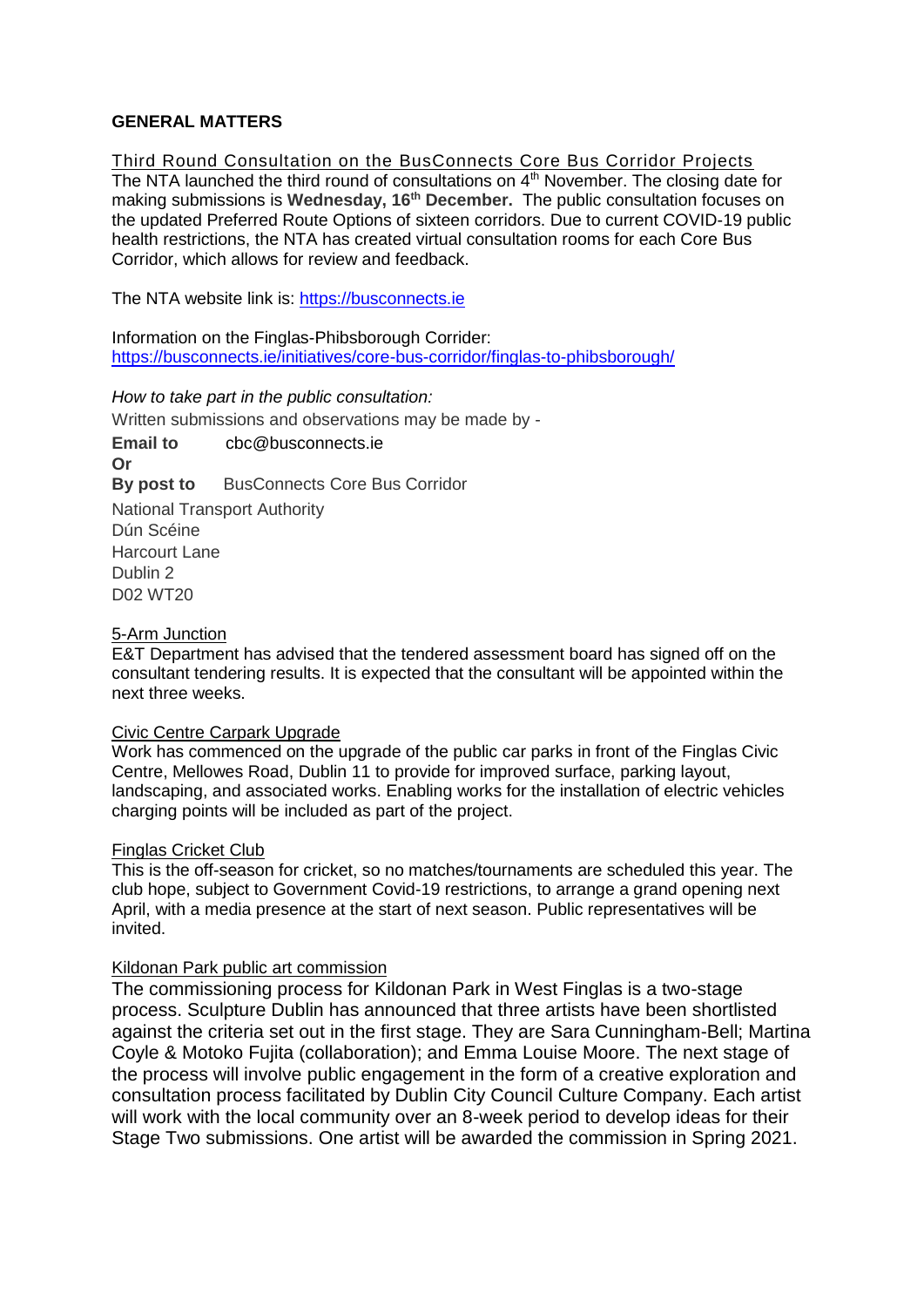## GENERAL MATTERS

Third Round Consultation on the BusConnects Core Bus Corridor Projects

The NTA launched the third round of consultations on 4th November. The closing date for making submissions is **Wednesday, 16th December.** The public consultation focuses on the updated Preferred Route Options of sixteen corridors. Due to current COVID-19 public health restrictions, the NTA has created virtual consultation rooms for each Core Bus Corridor, which allows for review and feedback.

The NTA website link is: https://busconnects.ie

Information on the Finglas-Phibsborough Corrider:
https://busconnects.ie/initiatives/core-bus-corridor/finglas-to-phibsborough/

*How to take part in the public consultation:*

Written submissions and observations may be made by -

**Email to** cbc@busconnects.ie

**Or**

**By post to** BusConnects Core Bus Corridor

National Transport Authority
Dún Scéine
Harcourt Lane
Dublin 2
D02 WT20

5-Arm Junction

E&T Department has advised that the tendered assessment board has signed off on the consultant tendering results. It is expected that the consultant will be appointed within the next three weeks.

Civic Centre Carpark Upgrade

Work has commenced on the upgrade of the public car parks in front of the Finglas Civic Centre, Mellowes Road, Dublin 11 to provide for improved surface, parking layout, landscaping, and associated works. Enabling works for the installation of electric vehicles charging points will be included as part of the project.

Finglas Cricket Club

This is the off-season for cricket, so no matches/tournaments are scheduled this year. The club hope, subject to Government Covid-19 restrictions, to arrange a grand opening next April, with a media presence at the start of next season. Public representatives will be invited.

Kildonan Park public art commission

The commissioning process for Kildonan Park in West Finglas is a two-stage process. Sculpture Dublin has announced that three artists have been shortlisted against the criteria set out in the first stage. They are Sara Cunningham-Bell; Martina Coyle & Motoko Fujita (collaboration); and Emma Louise Moore. The next stage of the process will involve public engagement in the form of a creative exploration and consultation process facilitated by Dublin City Council Culture Company. Each artist will work with the local community over an 8-week period to develop ideas for their Stage Two submissions. One artist will be awarded the commission in Spring 2021.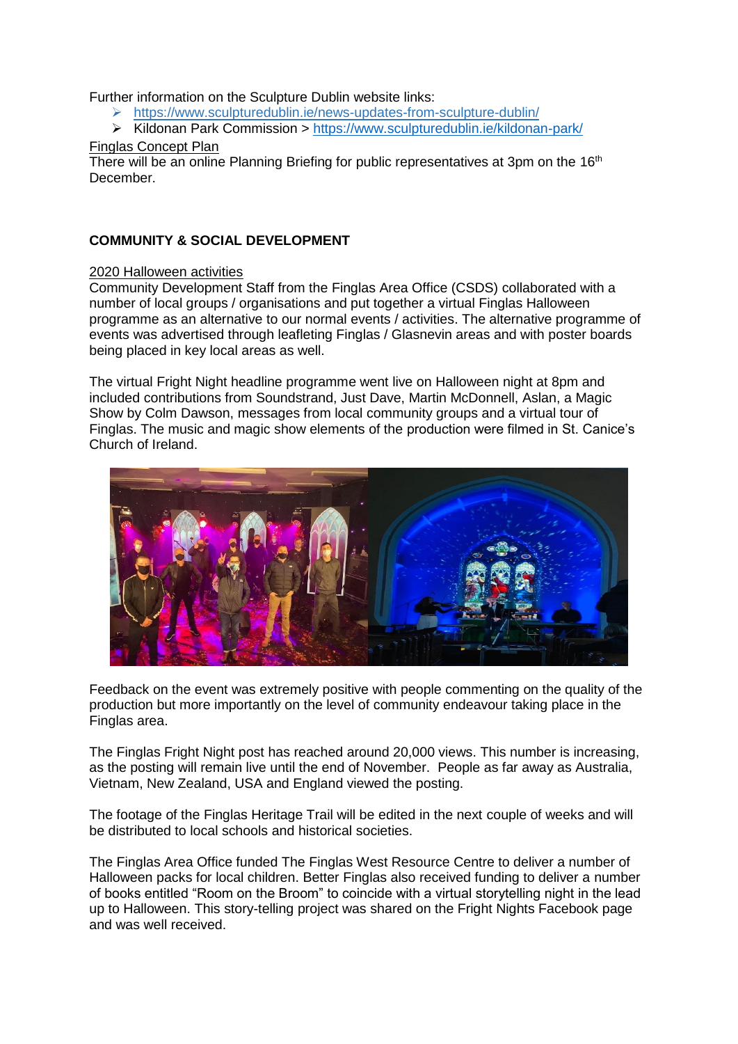Further information on the Sculpture Dublin website links:

- https://www.sculpturedublin.ie/news-updates-from-sculpture-dublin/
- Kildonan Park Commission > https://www.sculpturedublin.ie/kildonan-park/

Finglas Concept Plan

There will be an online Planning Briefing for public representatives at 3pm on the 16th December.

## COMMUNITY & SOCIAL DEVELOPMENT

2020 Halloween activities

Community Development Staff from the Finglas Area Office (CSDS) collaborated with a number of local groups / organisations and put together a virtual Finglas Halloween programme as an alternative to our normal events / activities. The alternative programme of events was advertised through leafleting Finglas / Glasnevin areas and with poster boards being placed in key local areas as well.

The virtual Fright Night headline programme went live on Halloween night at 8pm and included contributions from Soundstrand, Just Dave, Martin McDonnell, Aslan, a Magic Show by Colm Dawson, messages from local community groups and a virtual tour of Finglas. The music and magic show elements of the production were filmed in St. Canice's Church of Ireland.

Feedback on the event was extremely positive with people commenting on the quality of the production but more importantly on the level of community endeavour taking place in the Finglas area.

The Finglas Fright Night post has reached around 20,000 views. This number is increasing, as the posting will remain live until the end of November. People as far away as Australia, Vietnam, New Zealand, USA and England viewed the posting.

The footage of the Finglas Heritage Trail will be edited in the next couple of weeks and will be distributed to local schools and historical societies.

The Finglas Area Office funded The Finglas West Resource Centre to deliver a number of Halloween packs for local children. Better Finglas also received funding to deliver a number of books entitled "Room on the Broom" to coincide with a virtual storytelling night in the lead up to Halloween. This story-telling project was shared on the Fright Nights Facebook page and was well received.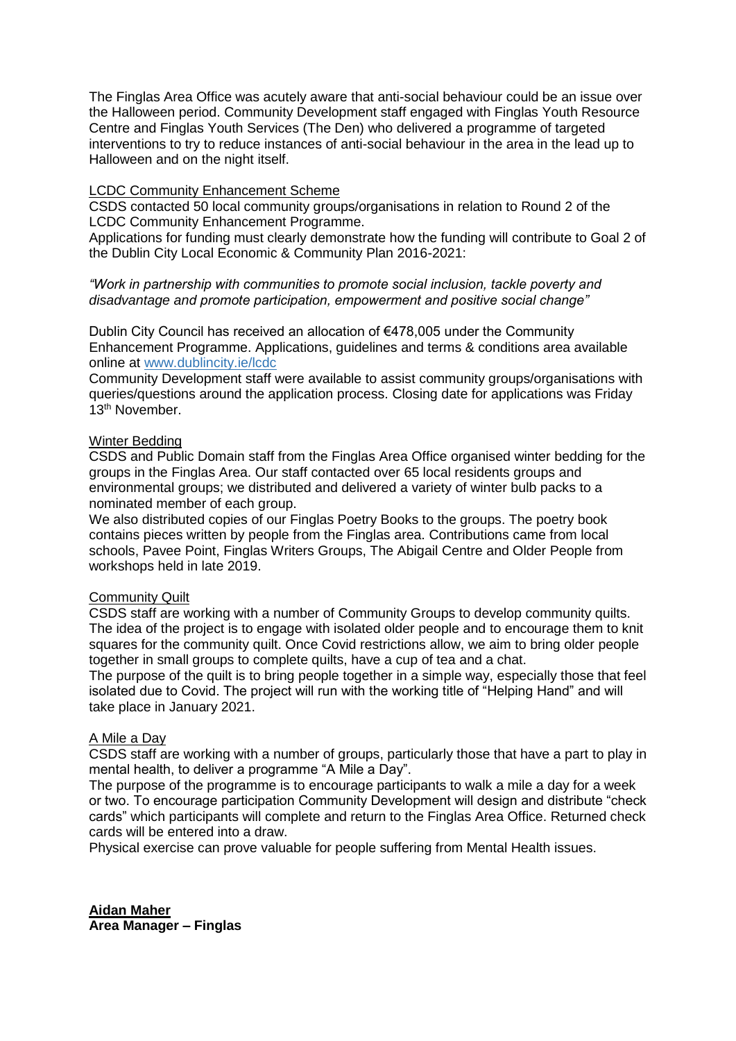The Finglas Area Office was acutely aware that anti-social behaviour could be an issue over the Halloween period. Community Development staff engaged with Finglas Youth Resource Centre and Finglas Youth Services (The Den) who delivered a programme of targeted interventions to try to reduce instances of anti-social behaviour in the area in the lead up to Halloween and on the night itself.

LCDC Community Enhancement Scheme

CSDS contacted 50 local community groups/organisations in relation to Round 2 of the LCDC Community Enhancement Programme.

Applications for funding must clearly demonstrate how the funding will contribute to Goal 2 of the Dublin City Local Economic & Community Plan 2016-2021:

*"Work in partnership with communities to promote social inclusion, tackle poverty and disadvantage and promote participation, empowerment and positive social change"*

Dublin City Council has received an allocation of €478,005 under the Community Enhancement Programme. Applications, guidelines and terms & conditions area available online at [www.dublincity.ie/lcdc](www.dublincity.ie/lcdc)

Community Development staff were available to assist community groups/organisations with queries/questions around the application process. Closing date for applications was Friday 13th November.

Winter Bedding

CSDS and Public Domain staff from the Finglas Area Office organised winter bedding for the groups in the Finglas Area. Our staff contacted over 65 local residents groups and environmental groups; we distributed and delivered a variety of winter bulb packs to a nominated member of each group.

We also distributed copies of our Finglas Poetry Books to the groups. The poetry book contains pieces written by people from the Finglas area. Contributions came from local schools, Pavee Point, Finglas Writers Groups, The Abigail Centre and Older People from workshops held in late 2019.

Community Quilt

CSDS staff are working with a number of Community Groups to develop community quilts. The idea of the project is to engage with isolated older people and to encourage them to knit squares for the community quilt. Once Covid restrictions allow, we aim to bring older people together in small groups to complete quilts, have a cup of tea and a chat.

The purpose of the quilt is to bring people together in a simple way, especially those that feel isolated due to Covid. The project will run with the working title of "Helping Hand" and will take place in January 2021.

A Mile a Day

CSDS staff are working with a number of groups, particularly those that have a part to play in mental health, to deliver a programme "A Mile a Day".

The purpose of the programme is to encourage participants to walk a mile a day for a week or two. To encourage participation Community Development will design and distribute "check cards" which participants will complete and return to the Finglas Area Office. Returned check cards will be entered into a draw.

Physical exercise can prove valuable for people suffering from Mental Health issues.

**Aidan Maher**
**Area Manager – Finglas**